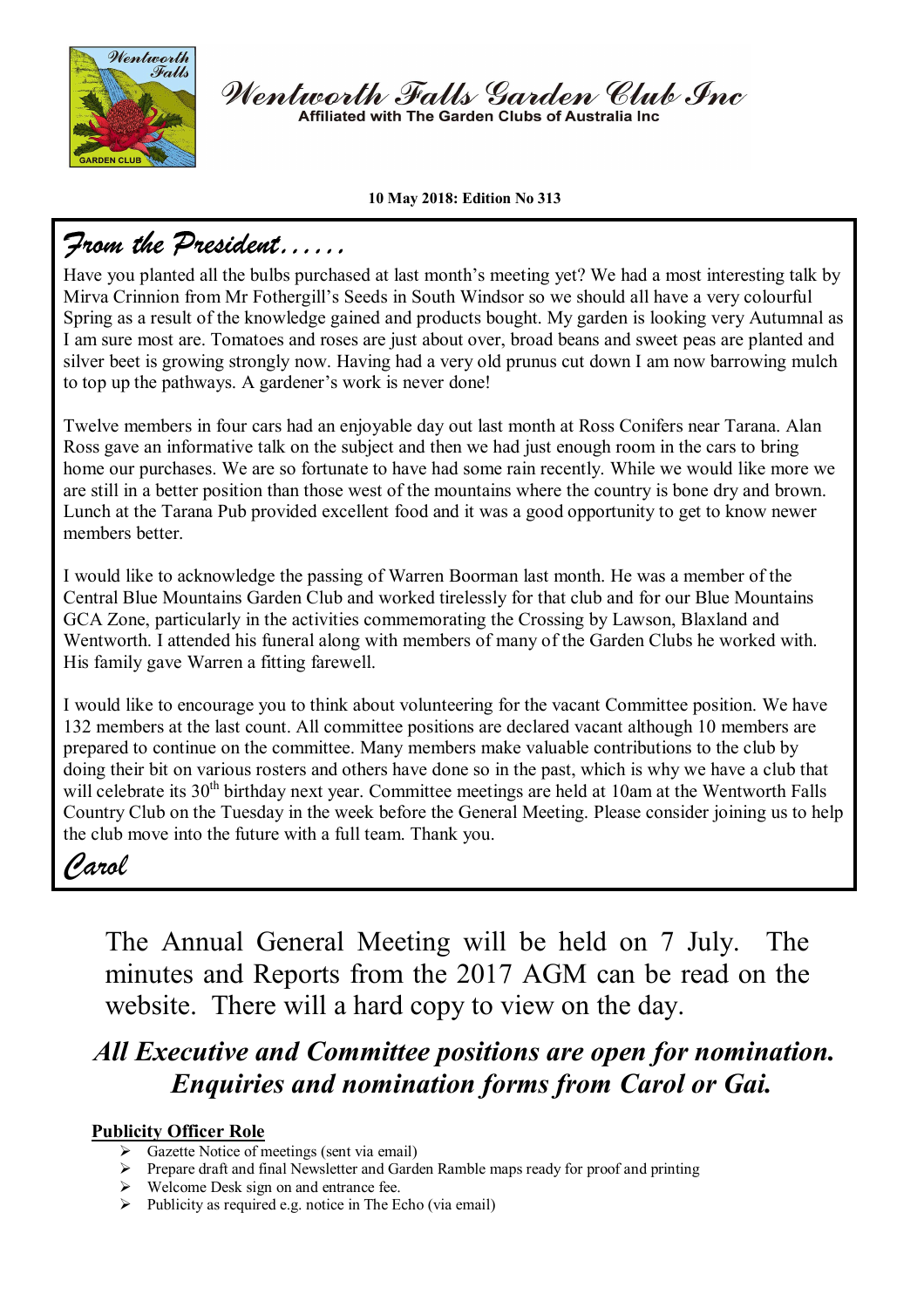# Wentworth Falls Garden Club Inc

Affiliated with The Garden Clubs of Australia Inc

**10 May 2018: Edition No 313**

## From the President……

Have you planted all the bulbs purchased at last month's meeting yet? We had a most interesting talk by Mirva Crinnion from Mr Fothergill's Seeds in South Windsor so we should all have a very colourful Spring as a result of the knowledge gained and products bought. My garden is looking very Autumnal as I am sure most are. Tomatoes and roses are just about over, broad beans and sweet peas are planted and silver beet is growing strongly now. Having had a very old prunus cut down I am now barrowing mulch to top up the pathways. A gardener's work is never done!

Twelve members in four cars had an enjoyable day out last month at Ross Conifers near Tarana. Alan Ross gave an informative talk on the subject and then we had just enough room in the cars to bring home our purchases. We are so fortunate to have had some rain recently. While we would like more we are still in a better position than those west of the mountains where the country is bone dry and brown. Lunch at the Tarana Pub provided excellent food and it was a good opportunity to get to know newer members better.

I would like to acknowledge the passing of Warren Boorman last month. He was a member of the Central Blue Mountains Garden Club and worked tirelessly for that club and for our Blue Mountains GCA Zone, particularly in the activities commemorating the Crossing by Lawson, Blaxland and Wentworth. I attended his funeral along with members of many of the Garden Clubs he worked with. His family gave Warren a fitting farewell.

I would like to encourage you to think about volunteering for the vacant Committee position. We have 132 members at the last count. All committee positions are declared vacant although 10 members are prepared to continue on the committee. Many members make valuable contributions to the club by doing their bit on various rosters and others have done so in the past, which is why we have a club that will celebrate its 30th birthday next year. Committee meetings are held at 10am at the Wentworth Falls Country Club on the Tuesday in the week before the General Meeting. Please consider joining us to help the club move into the future with a full team. Thank you.

*Carol*

The Annual General Meeting will be held on 7 July. The minutes and Reports from the 2017 AGM can be read on the website. There will a hard copy to view on the day.

***All Executive and Committee positions are open for nomination. Enquiries and nomination forms from Carol or Gai.***

**Publicity Officer Role**

- Gazette Notice of meetings (sent via email)
- Prepare draft and final Newsletter and Garden Ramble maps ready for proof and printing
- Welcome Desk sign on and entrance fee.
- Publicity as required e.g. notice in The Echo (via email)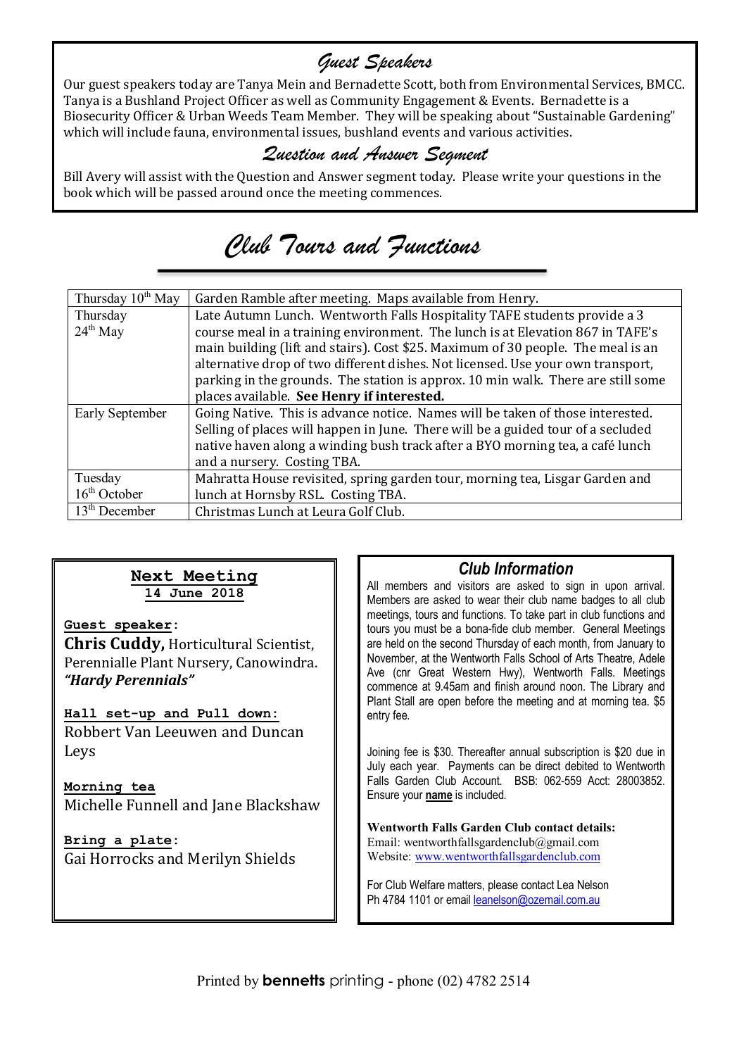## Guest Speakers

Our guest speakers today are Tanya Mein and Bernadette Scott, both from Environmental Services, BMCC. Tanya is a Bushland Project Officer as well as Community Engagement & Events. Bernadette is a Biosecurity Officer & Urban Weeds Team Member. They will be speaking about "Sustainable Gardening" which will include fauna, environmental issues, bushland events and various activities.

## Question and Answer Segment

Bill Avery will assist with the Question and Answer segment today. Please write your questions in the book which will be passed around once the meeting commences.

# Club Tours and Functions

| | |
|---|---|
| Thursday 10th May | Garden Ramble after meeting. Maps available from Henry. |
| Thursday 24th May | Late Autumn Lunch. Wentworth Falls Hospitality TAFE students provide a 3 course meal in a training environment. The lunch is at Elevation 867 in TAFE's main building (lift and stairs). Cost $25. Maximum of 30 people. The meal is an alternative drop of two different dishes. Not licensed. Use your own transport, parking in the grounds. The station is approx. 10 min walk. There are still some places available. **See Henry if interested.** |
| Early September | Going Native. This is advance notice. Names will be taken of those interested. Selling of places will happen in June. There will be a guided tour of a secluded native haven along a winding bush track after a BYO morning tea, a café lunch and a nursery. Costing TBA. |
| Tuesday 16th October | Mahratta House revisited, spring garden tour, morning tea, Lisgar Garden and lunch at Hornsby RSL. Costing TBA. |
| 13th December | Christmas Lunch at Leura Golf Club. |

## Next Meeting
**14 June 2018**

**Guest speaker:**
**Chris Cuddy,** Horticultural Scientist, Perennialle Plant Nursery, Canowindra.
***"Hardy Perennials"***

**Hall set-up and Pull down:**
Robbert Van Leeuwen and Duncan Leys

**Morning tea**
Michelle Funnell and Jane Blackshaw

**Bring a plate:**
Gai Horrocks and Merilyn Shields

## Club Information

All members and visitors are asked to sign in upon arrival. Members are asked to wear their club name badges to all club meetings, tours and functions. To take part in club functions and tours you must be a bona-fide club member. General Meetings are held on the second Thursday of each month, from January to November, at the Wentworth Falls School of Arts Theatre, Adele Ave (cnr Great Western Hwy), Wentworth Falls. Meetings commence at 9.45am and finish around noon. The Library and Plant Stall are open before the meeting and at morning tea. $5 entry fee.

Joining fee is $30. Thereafter annual subscription is $20 due in July each year. Payments can be direct debited to Wentworth Falls Garden Club Account. BSB: 062-559 Acct: 28003852. Ensure your **name** is included.

**Wentworth Falls Garden Club contact details:**
Email: wentworthfallsgardenclub@gmail.com
Website: www.wentworthfallsgardenclub.com

For Club Welfare matters, please contact Lea Nelson Ph 4784 1101 or email leanelson@ozemail.com.au

Printed by **bennetts** printing - phone (02) 4782 2514